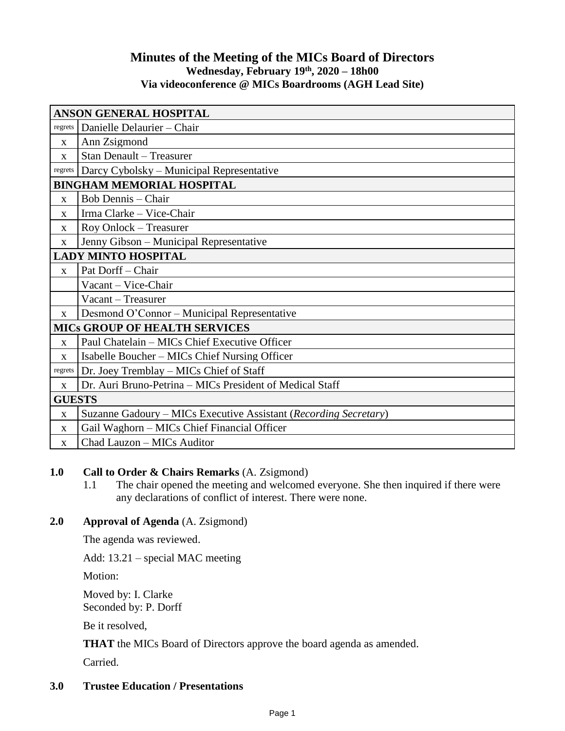# Minutes of the Meeting of the MICs Board of Directors

**Wednesday, February 19th, 2020 – 18h00**
**Via videoconference @ MICs Boardrooms (AGH Lead Site)**

| | |
|---|---|
| **ANSON GENERAL HOSPITAL** | |
| regrets | Danielle Delaurier – Chair |
| x | Ann Zsigmond |
| x | Stan Denault – Treasurer |
| regrets | Darcy Cybolsky – Municipal Representative |
| **BINGHAM MEMORIAL HOSPITAL** | |
| x | Bob Dennis – Chair |
| x | Irma Clarke – Vice-Chair |
| x | Roy Onlock – Treasurer |
| x | Jenny Gibson – Municipal Representative |
| **LADY MINTO HOSPITAL** | |
| x | Pat Dorff – Chair |
| | Vacant – Vice-Chair |
| | Vacant – Treasurer |
| x | Desmond O'Connor – Municipal Representative |
| **MICs GROUP OF HEALTH SERVICES** | |
| x | Paul Chatelain – MICs Chief Executive Officer |
| x | Isabelle Boucher – MICs Chief Nursing Officer |
| regrets | Dr. Joey Tremblay – MICs Chief of Staff |
| x | Dr. Auri Bruno-Petrina – MICs President of Medical Staff |
| **GUESTS** | |
| x | Suzanne Gadoury – MICs Executive Assistant (*Recording Secretary*) |
| x | Gail Waghorn – MICs Chief Financial Officer |
| x | Chad Lauzon – MICs Auditor |

## 1.0 Call to Order & Chairs Remarks (A. Zsigmond)

1.1 The chair opened the meeting and welcomed everyone. She then inquired if there were any declarations of conflict of interest. There were none.

## 2.0 Approval of Agenda (A. Zsigmond)

The agenda was reviewed.

Add: 13.21 – special MAC meeting

Motion:

Moved by: I. Clarke
Seconded by: P. Dorff

Be it resolved,

**THAT** the MICs Board of Directors approve the board agenda as amended.

Carried.

## 3.0 Trustee Education / Presentations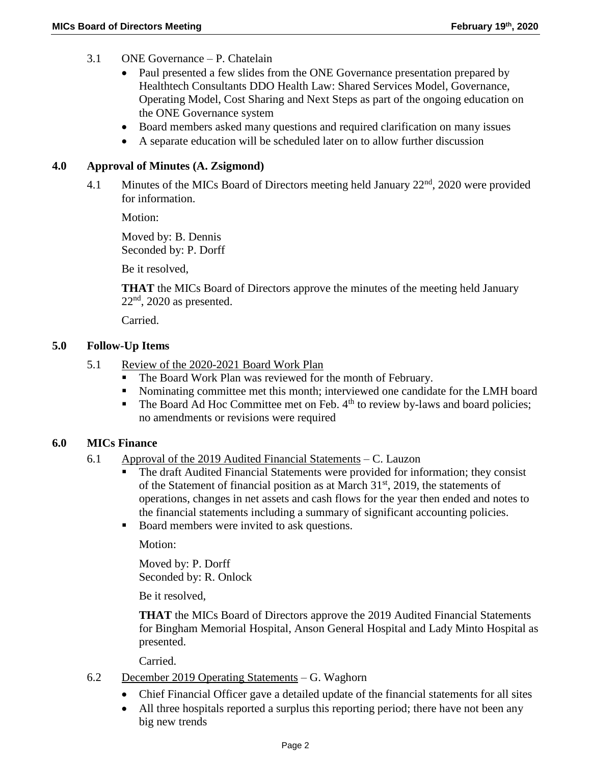3.1 ONE Governance – P. Chatelain

- Paul presented a few slides from the ONE Governance presentation prepared by Healthtech Consultants DDO Health Law: Shared Services Model, Governance, Operating Model, Cost Sharing and Next Steps as part of the ongoing education on the ONE Governance system
- Board members asked many questions and required clarification on many issues
- A separate education will be scheduled later on to allow further discussion

## 4.0 Approval of Minutes (A. Zsigmond)

4.1 Minutes of the MICs Board of Directors meeting held January 22nd, 2020 were provided for information.

Motion:

Moved by: B. Dennis
Seconded by: P. Dorff

Be it resolved,

**THAT** the MICs Board of Directors approve the minutes of the meeting held January 22nd, 2020 as presented.

Carried.

## 5.0 Follow-Up Items

5.1 Review of the 2020-2021 Board Work Plan

- The Board Work Plan was reviewed for the month of February.
- Nominating committee met this month; interviewed one candidate for the LMH board
- The Board Ad Hoc Committee met on Feb. 4th to review by-laws and board policies; no amendments or revisions were required

## 6.0 MICs Finance

6.1 Approval of the 2019 Audited Financial Statements – C. Lauzon

- The draft Audited Financial Statements were provided for information; they consist of the Statement of financial position as at March 31st, 2019, the statements of operations, changes in net assets and cash flows for the year then ended and notes to the financial statements including a summary of significant accounting policies.
- Board members were invited to ask questions.

Motion:

Moved by: P. Dorff
Seconded by: R. Onlock

Be it resolved,

**THAT** the MICs Board of Directors approve the 2019 Audited Financial Statements for Bingham Memorial Hospital, Anson General Hospital and Lady Minto Hospital as presented.

Carried.

6.2 December 2019 Operating Statements – G. Waghorn

- Chief Financial Officer gave a detailed update of the financial statements for all sites
- All three hospitals reported a surplus this reporting period; there have not been any big new trends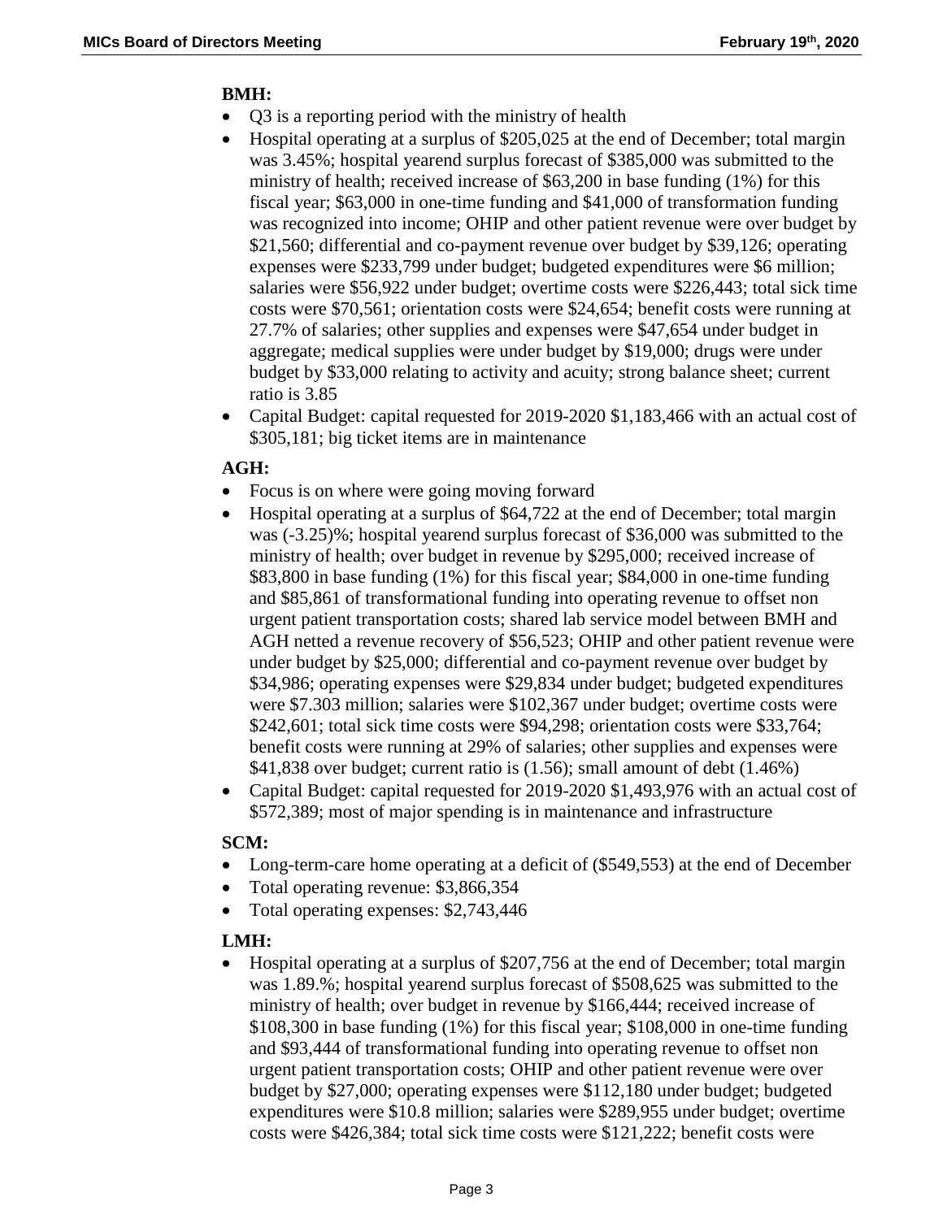**BMH:**

- Q3 is a reporting period with the ministry of health
- Hospital operating at a surplus of $205,025 at the end of December; total margin was 3.45%; hospital yearend surplus forecast of $385,000 was submitted to the ministry of health; received increase of $63,200 in base funding (1%) for this fiscal year; $63,000 in one-time funding and $41,000 of transformation funding was recognized into income; OHIP and other patient revenue were over budget by $21,560; differential and co-payment revenue over budget by $39,126; operating expenses were $233,799 under budget; budgeted expenditures were $6 million; salaries were $56,922 under budget; overtime costs were $226,443; total sick time costs were $70,561; orientation costs were $24,654; benefit costs were running at 27.7% of salaries; other supplies and expenses were $47,654 under budget in aggregate; medical supplies were under budget by $19,000; drugs were under budget by $33,000 relating to activity and acuity; strong balance sheet; current ratio is 3.85
- Capital Budget: capital requested for 2019-2020 $1,183,466 with an actual cost of $305,181; big ticket items are in maintenance

**AGH:**

- Focus is on where were going moving forward
- Hospital operating at a surplus of $64,722 at the end of December; total margin was (-3.25)%; hospital yearend surplus forecast of $36,000 was submitted to the ministry of health; over budget in revenue by $295,000; received increase of $83,800 in base funding (1%) for this fiscal year; $84,000 in one-time funding and $85,861 of transformational funding into operating revenue to offset non urgent patient transportation costs; shared lab service model between BMH and AGH netted a revenue recovery of $56,523; OHIP and other patient revenue were under budget by $25,000; differential and co-payment revenue over budget by $34,986; operating expenses were $29,834 under budget; budgeted expenditures were $7.303 million; salaries were $102,367 under budget; overtime costs were $242,601; total sick time costs were $94,298; orientation costs were $33,764; benefit costs were running at 29% of salaries; other supplies and expenses were $41,838 over budget; current ratio is (1.56); small amount of debt (1.46%)
- Capital Budget: capital requested for 2019-2020 $1,493,976 with an actual cost of $572,389; most of major spending is in maintenance and infrastructure

**SCM:**

- Long-term-care home operating at a deficit of ($549,553) at the end of December
- Total operating revenue: $3,866,354
- Total operating expenses: $2,743,446

**LMH:**

- Hospital operating at a surplus of $207,756 at the end of December; total margin was 1.89.%; hospital yearend surplus forecast of $508,625 was submitted to the ministry of health; over budget in revenue by $166,444; received increase of $108,300 in base funding (1%) for this fiscal year; $108,000 in one-time funding and $93,444 of transformational funding into operating revenue to offset non urgent patient transportation costs; OHIP and other patient revenue were over budget by $27,000; operating expenses were $112,180 under budget; budgeted expenditures were $10.8 million; salaries were $289,955 under budget; overtime costs were $426,384; total sick time costs were $121,222; benefit costs were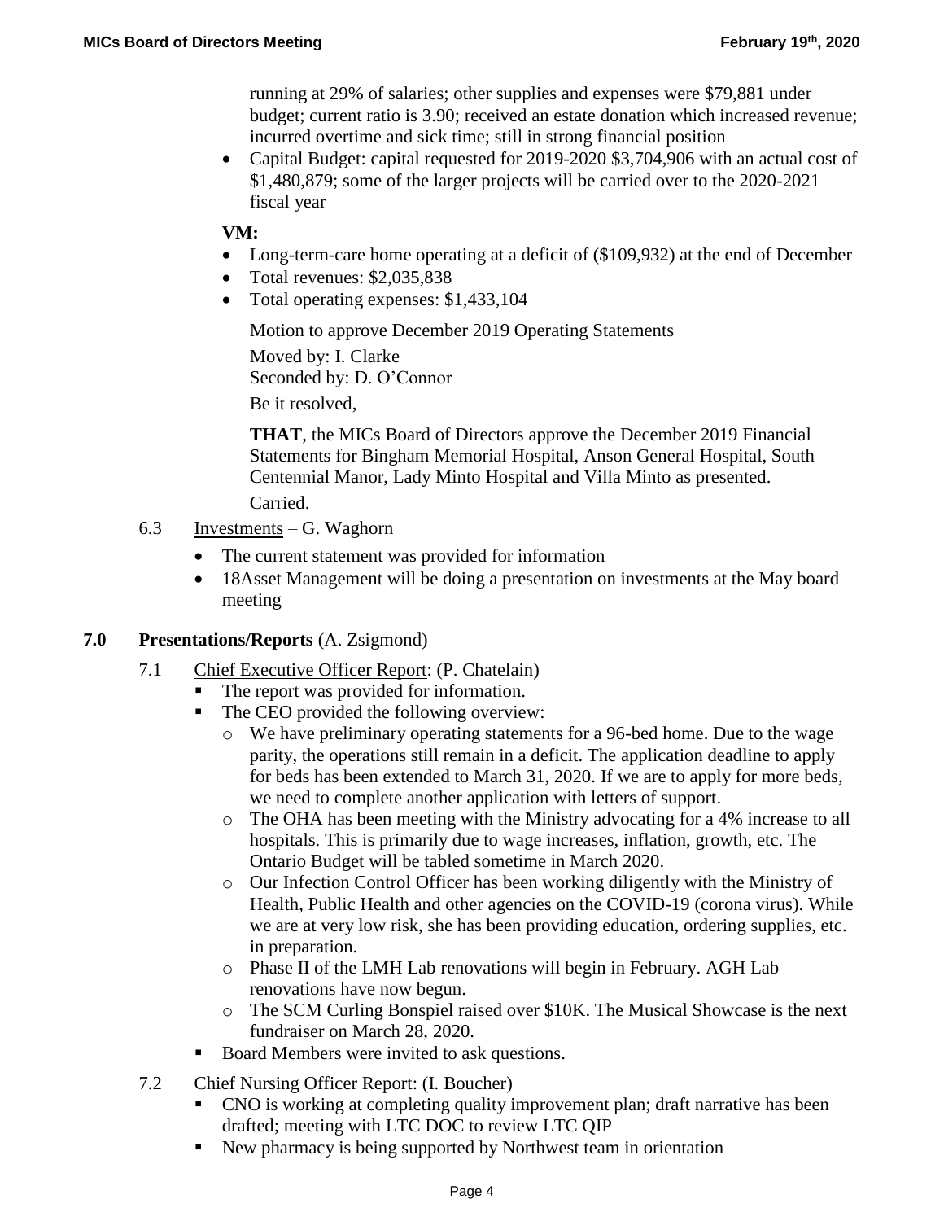running at 29% of salaries; other supplies and expenses were $79,881 under budget; current ratio is 3.90; received an estate donation which increased revenue; incurred overtime and sick time; still in strong financial position

- Capital Budget: capital requested for 2019-2020 $3,704,906 with an actual cost of $1,480,879; some of the larger projects will be carried over to the 2020-2021 fiscal year

**VM:**

- Long-term-care home operating at a deficit of ($109,932) at the end of December
- Total revenues: $2,035,838
- Total operating expenses: $1,433,104

Motion to approve December 2019 Operating Statements

Moved by: I. Clarke
Seconded by: D. O'Connor

Be it resolved,

**THAT**, the MICs Board of Directors approve the December 2019 Financial Statements for Bingham Memorial Hospital, Anson General Hospital, South Centennial Manor, Lady Minto Hospital and Villa Minto as presented.

Carried.

6.3 Investments – G. Waghorn

- The current statement was provided for information
- 18Asset Management will be doing a presentation on investments at the May board meeting

## 7.0 Presentations/Reports (A. Zsigmond)

7.1 Chief Executive Officer Report: (P. Chatelain)

- The report was provided for information.
- The CEO provided the following overview:
  - We have preliminary operating statements for a 96-bed home. Due to the wage parity, the operations still remain in a deficit. The application deadline to apply for beds has been extended to March 31, 2020. If we are to apply for more beds, we need to complete another application with letters of support.
  - The OHA has been meeting with the Ministry advocating for a 4% increase to all hospitals. This is primarily due to wage increases, inflation, growth, etc. The Ontario Budget will be tabled sometime in March 2020.
  - Our Infection Control Officer has been working diligently with the Ministry of Health, Public Health and other agencies on the COVID-19 (corona virus). While we are at very low risk, she has been providing education, ordering supplies, etc. in preparation.
  - Phase II of the LMH Lab renovations will begin in February. AGH Lab renovations have now begun.
  - The SCM Curling Bonspiel raised over $10K. The Musical Showcase is the next fundraiser on March 28, 2020.
- Board Members were invited to ask questions.

7.2 Chief Nursing Officer Report: (I. Boucher)

- CNO is working at completing quality improvement plan; draft narrative has been drafted; meeting with LTC DOC to review LTC QIP
- New pharmacy is being supported by Northwest team in orientation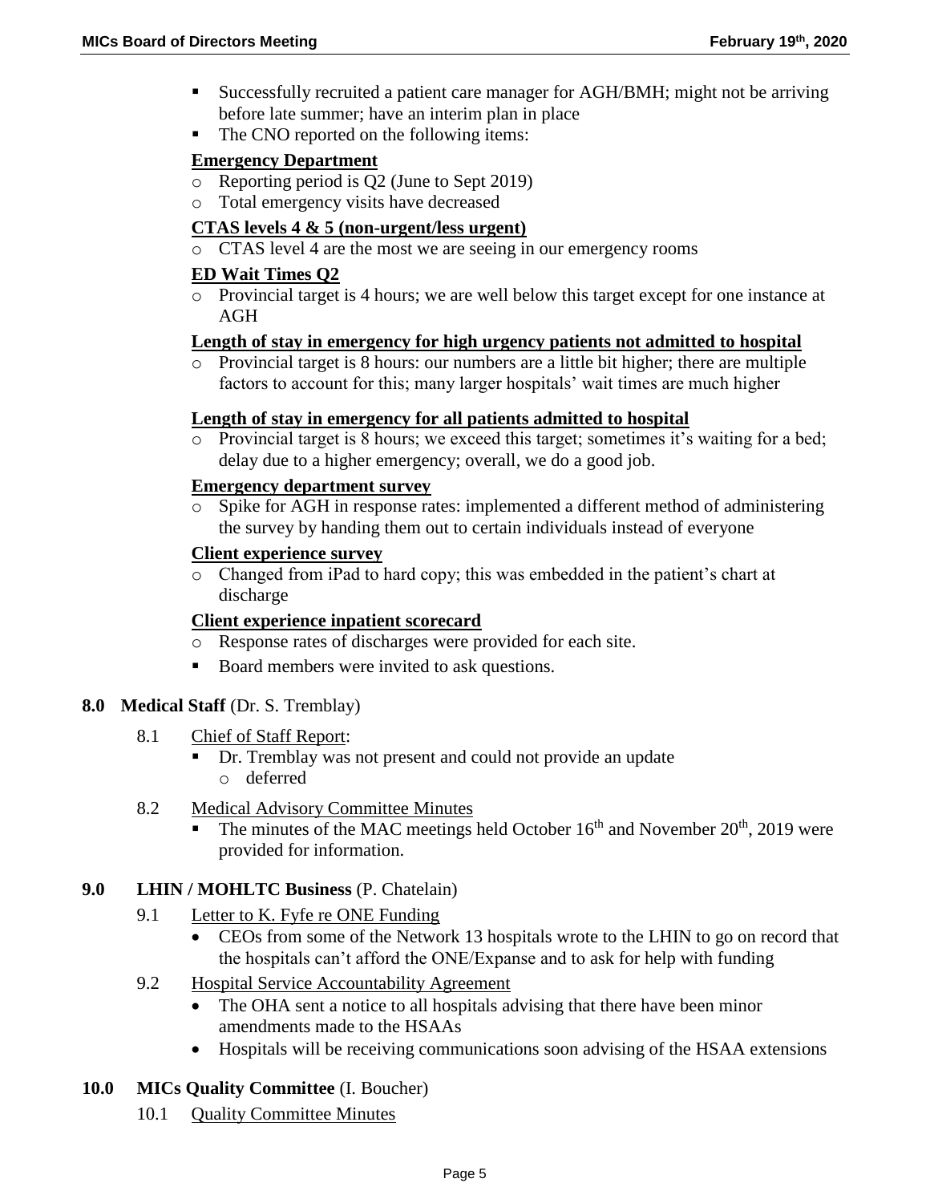- Successfully recruited a patient care manager for AGH/BMH; might not be arriving before late summer; have an interim plan in place
- The CNO reported on the following items:

**Emergency Department**

- Reporting period is Q2 (June to Sept 2019)
- Total emergency visits have decreased

**CTAS levels 4 & 5 (non-urgent/less urgent)**

- CTAS level 4 are the most we are seeing in our emergency rooms

**ED Wait Times Q2**

- Provincial target is 4 hours; we are well below this target except for one instance at AGH

**Length of stay in emergency for high urgency patients not admitted to hospital**

- Provincial target is 8 hours: our numbers are a little bit higher; there are multiple factors to account for this; many larger hospitals' wait times are much higher

**Length of stay in emergency for all patients admitted to hospital**

- Provincial target is 8 hours; we exceed this target; sometimes it's waiting for a bed; delay due to a higher emergency; overall, we do a good job.

**Emergency department survey**

- Spike for AGH in response rates: implemented a different method of administering the survey by handing them out to certain individuals instead of everyone

**Client experience survey**

- Changed from iPad to hard copy; this was embedded in the patient's chart at discharge

**Client experience inpatient scorecard**

- Response rates of discharges were provided for each site.

- Board members were invited to ask questions.

## 8.0 Medical Staff (Dr. S. Tremblay)

8.1 Chief of Staff Report:

- Dr. Tremblay was not present and could not provide an update
  - deferred

8.2 Medical Advisory Committee Minutes

- The minutes of the MAC meetings held October 16th and November 20th, 2019 were provided for information.

## 9.0 LHIN / MOHLTC Business (P. Chatelain)

9.1 Letter to K. Fyfe re ONE Funding

- CEOs from some of the Network 13 hospitals wrote to the LHIN to go on record that the hospitals can't afford the ONE/Expanse and to ask for help with funding

9.2 Hospital Service Accountability Agreement

- The OHA sent a notice to all hospitals advising that there have been minor amendments made to the HSAAs
- Hospitals will be receiving communications soon advising of the HSAA extensions

## 10.0 MICs Quality Committee (I. Boucher)

10.1 Quality Committee Minutes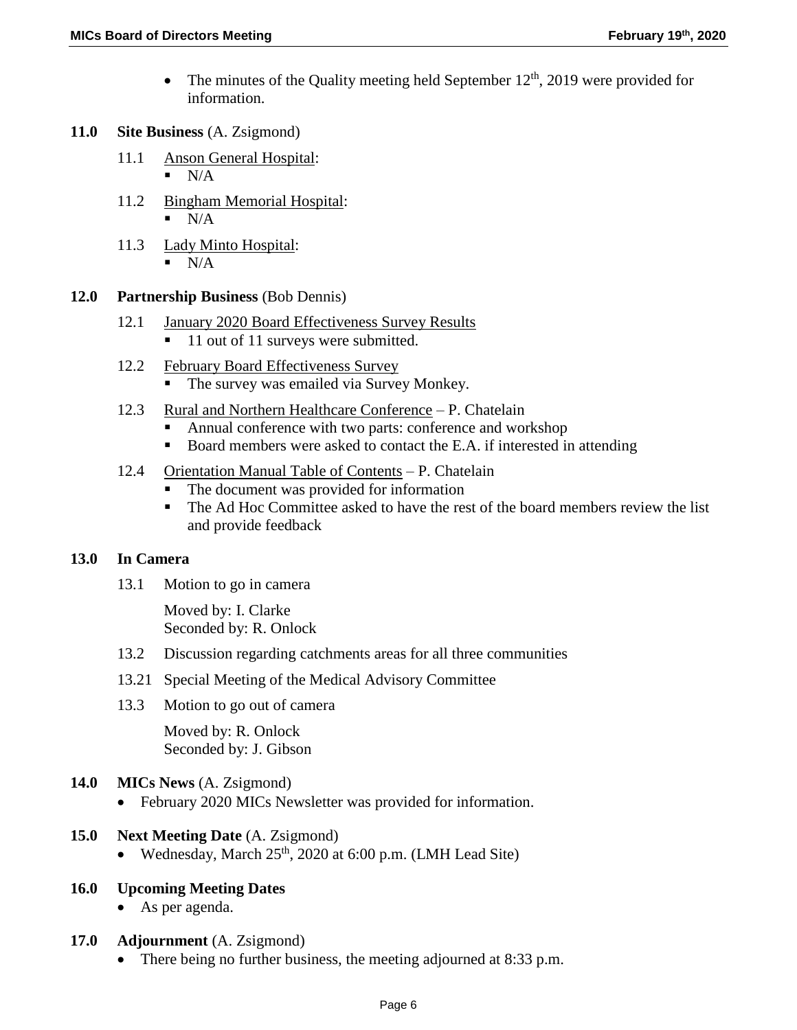- The minutes of the Quality meeting held September 12th, 2019 were provided for information.

## 11.0 Site Business (A. Zsigmond)

11.1 Anson General Hospital:
- N/A

11.2 Bingham Memorial Hospital:
- N/A

11.3 Lady Minto Hospital:
- N/A

## 12.0 Partnership Business (Bob Dennis)

12.1 January 2020 Board Effectiveness Survey Results
- 11 out of 11 surveys were submitted.

12.2 February Board Effectiveness Survey
- The survey was emailed via Survey Monkey.

12.3 Rural and Northern Healthcare Conference – P. Chatelain
- Annual conference with two parts: conference and workshop
- Board members were asked to contact the E.A. if interested in attending

12.4 Orientation Manual Table of Contents – P. Chatelain
- The document was provided for information
- The Ad Hoc Committee asked to have the rest of the board members review the list and provide feedback

## 13.0 In Camera

13.1 Motion to go in camera

Moved by: I. Clarke
Seconded by: R. Onlock

13.2 Discussion regarding catchments areas for all three communities

13.21 Special Meeting of the Medical Advisory Committee

13.3 Motion to go out of camera

Moved by: R. Onlock
Seconded by: J. Gibson

## 14.0 MICs News (A. Zsigmond)

- February 2020 MICs Newsletter was provided for information.

## 15.0 Next Meeting Date (A. Zsigmond)

- Wednesday, March 25th, 2020 at 6:00 p.m. (LMH Lead Site)

## 16.0 Upcoming Meeting Dates

- As per agenda.

## 17.0 Adjournment (A. Zsigmond)

- There being no further business, the meeting adjourned at 8:33 p.m.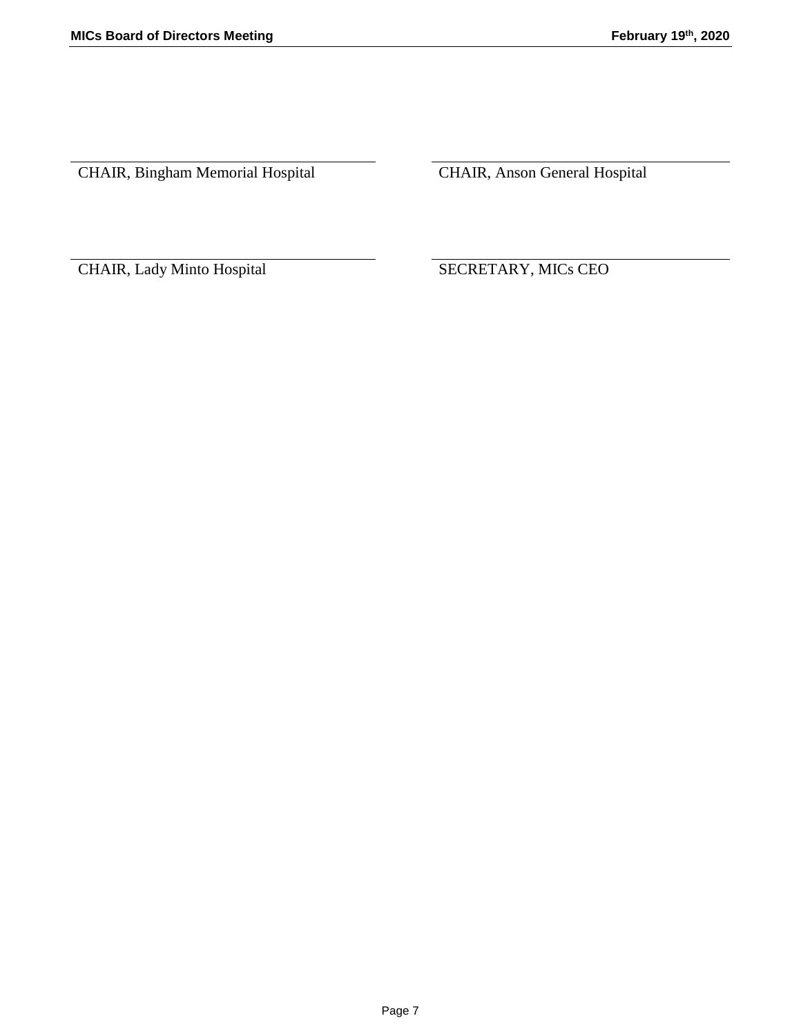| | |
|---|---|
| CHAIR, Bingham Memorial Hospital | CHAIR, Anson General Hospital |
| CHAIR, Lady Minto Hospital | SECRETARY, MICs CEO |